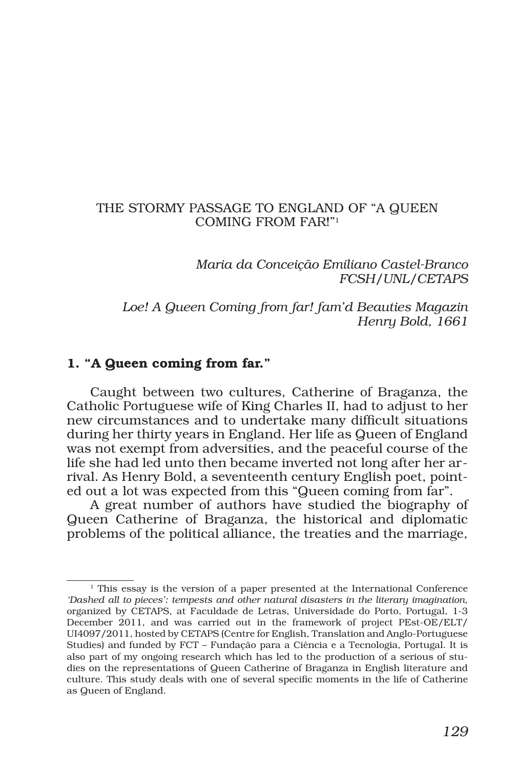# THE STORMY PASSAGE TO ENGLAND OF "A QUEEN COMING FROM FAR!"[1]

*Maria da Conceição Emiliano Castel-Branco*
*FCSH/UNL/CETAPS*

*Loe! A Queen Coming from far! fam'd Beauties Magazin*
*Henry Bold, 1661*

## 1. "A Queen coming from far."

Caught between two cultures, Catherine of Braganza, the Catholic Portuguese wife of King Charles II, had to adjust to her new circumstances and to undertake many difficult situations during her thirty years in England. Her life as Queen of England was not exempt from adversities, and the peaceful course of the life she had led unto then became inverted not long after her arrival. As Henry Bold, a seventeenth century English poet, pointed out a lot was expected from this "Queen coming from far".

A great number of authors have studied the biography of Queen Catherine of Braganza, the historical and diplomatic problems of the political alliance, the treaties and the marriage,

---

[1] This essay is the version of a paper presented at the International Conference *'Dashed all to pieces': tempests and other natural disasters in the literary imagination*, organized by CETAPS, at Faculdade de Letras, Universidade do Porto, Portugal, 1-3 December 2011, and was carried out in the framework of project PEst-OE/ELT/UI4097/2011, hosted by CETAPS (Centre for English, Translation and Anglo-Portuguese Studies) and funded by FCT – Fundação para a Ciência e a Tecnologia, Portugal. It is also part of my ongoing research which has led to the production of a serious of studies on the representations of Queen Catherine of Braganza in English literature and culture. This study deals with one of several specific moments in the life of Catherine as Queen of England.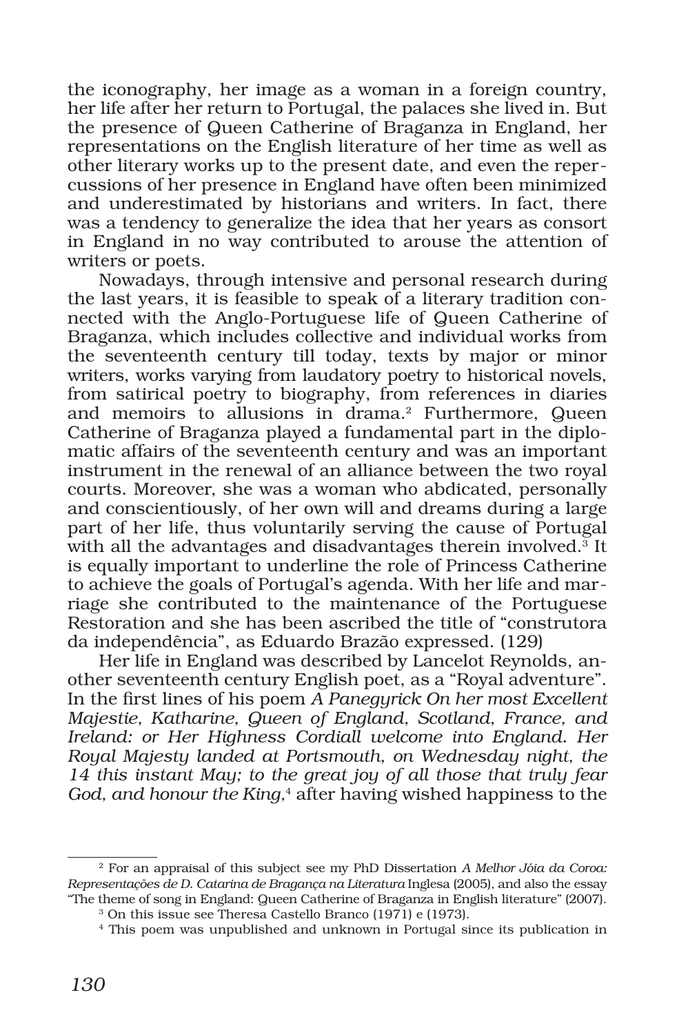the iconography, her image as a woman in a foreign country, her life after her return to Portugal, the palaces she lived in. But the presence of Queen Catherine of Braganza in England, her representations on the English literature of her time as well as other literary works up to the present date, and even the repercussions of her presence in England have often been minimized and underestimated by historians and writers. In fact, there was a tendency to generalize the idea that her years as consort in England in no way contributed to arouse the attention of writers or poets.

Nowadays, through intensive and personal research during the last years, it is feasible to speak of a literary tradition connected with the Anglo-Portuguese life of Queen Catherine of Braganza, which includes collective and individual works from the seventeenth century till today, texts by major or minor writers, works varying from laudatory poetry to historical novels, from satirical poetry to biography, from references in diaries and memoirs to allusions in drama.[2] Furthermore, Queen Catherine of Braganza played a fundamental part in the diplomatic affairs of the seventeenth century and was an important instrument in the renewal of an alliance between the two royal courts. Moreover, she was a woman who abdicated, personally and conscientiously, of her own will and dreams during a large part of her life, thus voluntarily serving the cause of Portugal with all the advantages and disadvantages therein involved.[3] It is equally important to underline the role of Princess Catherine to achieve the goals of Portugal's agenda. With her life and marriage she contributed to the maintenance of the Portuguese Restoration and she has been ascribed the title of "construtora da independência", as Eduardo Brazão expressed. (129)

Her life in England was described by Lancelot Reynolds, another seventeenth century English poet, as a "Royal adventure". In the first lines of his poem *A Panegyrick On her most Excellent Majestie, Katharine, Queen of England, Scotland, France, and Ireland: or Her Highness Cordiall welcome into England. Her Royal Majesty landed at Portsmouth, on Wednesday night, the 14 this instant May; to the great joy of all those that truly fear God, and honour the King,*[4] after having wished happiness to the

---

[2] For an appraisal of this subject see my PhD Dissertation *A Melhor Jóia da Coroa: Representações de D. Catarina de Bragança na Literatura* Inglesa (2005), and also the essay "The theme of song in England: Queen Catherine of Braganza in English literature" (2007).

[3] On this issue see Theresa Castello Branco (1971) e (1973).

[4] This poem was unpublished and unknown in Portugal since its publication in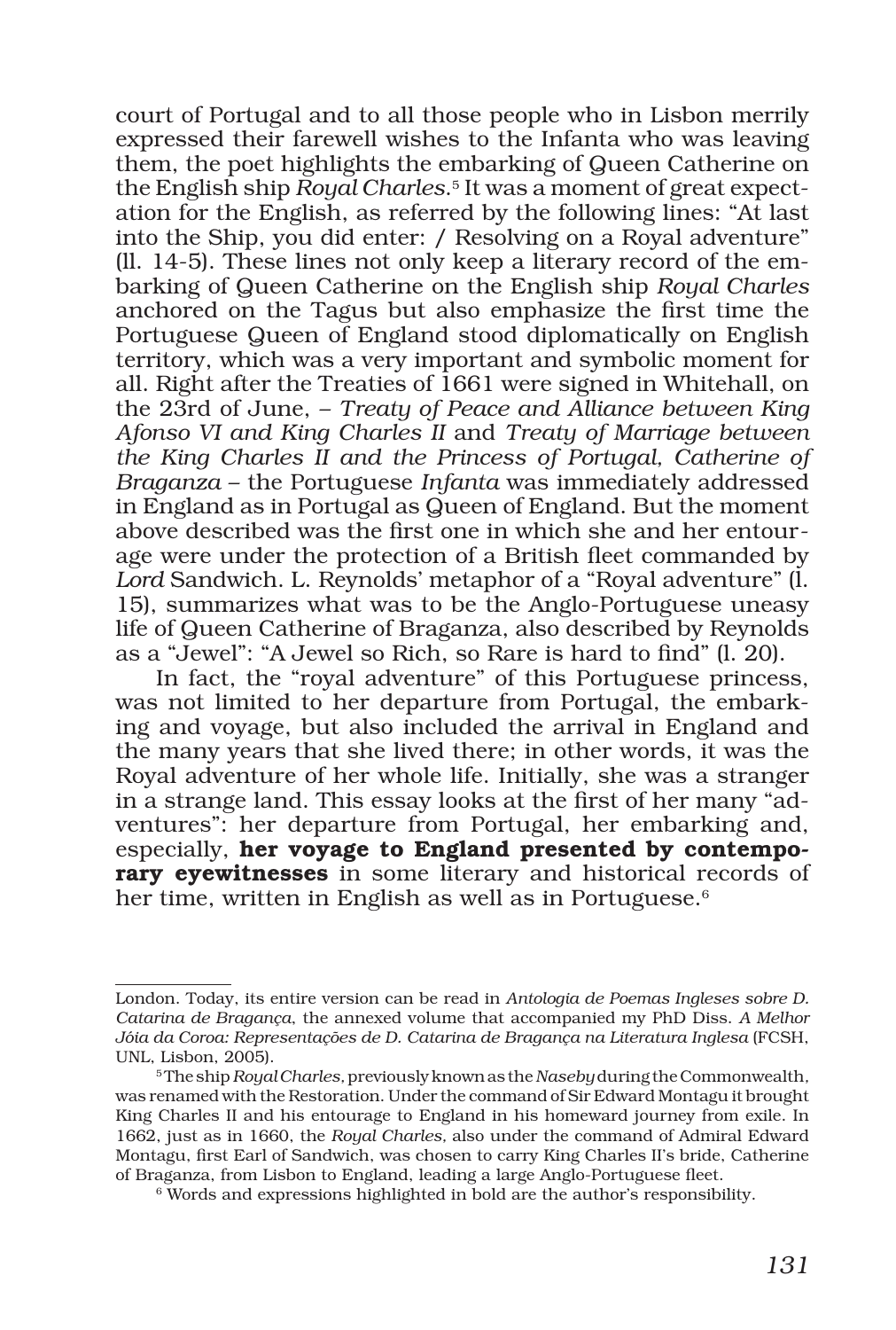court of Portugal and to all those people who in Lisbon merrily expressed their farewell wishes to the Infanta who was leaving them, the poet highlights the embarking of Queen Catherine on the English ship *Royal Charles*.[5] It was a moment of great expectation for the English, as referred by the following lines: "At last into the Ship, you did enter: / Resolving on a Royal adventure" (ll. 14-5). These lines not only keep a literary record of the embarking of Queen Catherine on the English ship *Royal Charles* anchored on the Tagus but also emphasize the first time the Portuguese Queen of England stood diplomatically on English territory, which was a very important and symbolic moment for all. Right after the Treaties of 1661 were signed in Whitehall, on the 23rd of June, – *Treaty of Peace and Alliance between King Afonso VI and King Charles II* and *Treaty of Marriage between the King Charles II and the Princess of Portugal, Catherine of Braganza* – the Portuguese *Infanta* was immediately addressed in England as in Portugal as Queen of England. But the moment above described was the first one in which she and her entourage were under the protection of a British fleet commanded by *Lord* Sandwich. L. Reynolds' metaphor of a "Royal adventure" (l. 15), summarizes what was to be the Anglo-Portuguese uneasy life of Queen Catherine of Braganza, also described by Reynolds as a "Jewel": "A Jewel so Rich, so Rare is hard to find" (l. 20).

In fact, the "royal adventure" of this Portuguese princess, was not limited to her departure from Portugal, the embarking and voyage, but also included the arrival in England and the many years that she lived there; in other words, it was the Royal adventure of her whole life. Initially, she was a stranger in a strange land. This essay looks at the first of her many "adventures": her departure from Portugal, her embarking and, especially, **her voyage to England presented by contemporary eyewitnesses** in some literary and historical records of her time, written in English as well as in Portuguese.[6]

---

London. Today, its entire version can be read in *Antologia de Poemas Ingleses sobre D. Catarina de Bragança*, the annexed volume that accompanied my PhD Diss. *A Melhor Jóia da Coroa: Representações de D. Catarina de Bragança na Literatura Inglesa* (FCSH, UNL, Lisbon, 2005).

[5] The ship *Royal Charles*, previously known as the *Naseby* during the Commonwealth, was renamed with the Restoration. Under the command of Sir Edward Montagu it brought King Charles II and his entourage to England in his homeward journey from exile. In 1662, just as in 1660, the *Royal Charles*, also under the command of Admiral Edward Montagu, first Earl of Sandwich, was chosen to carry King Charles II's bride, Catherine of Braganza, from Lisbon to England, leading a large Anglo-Portuguese fleet.

[6] Words and expressions highlighted in bold are the author's responsibility.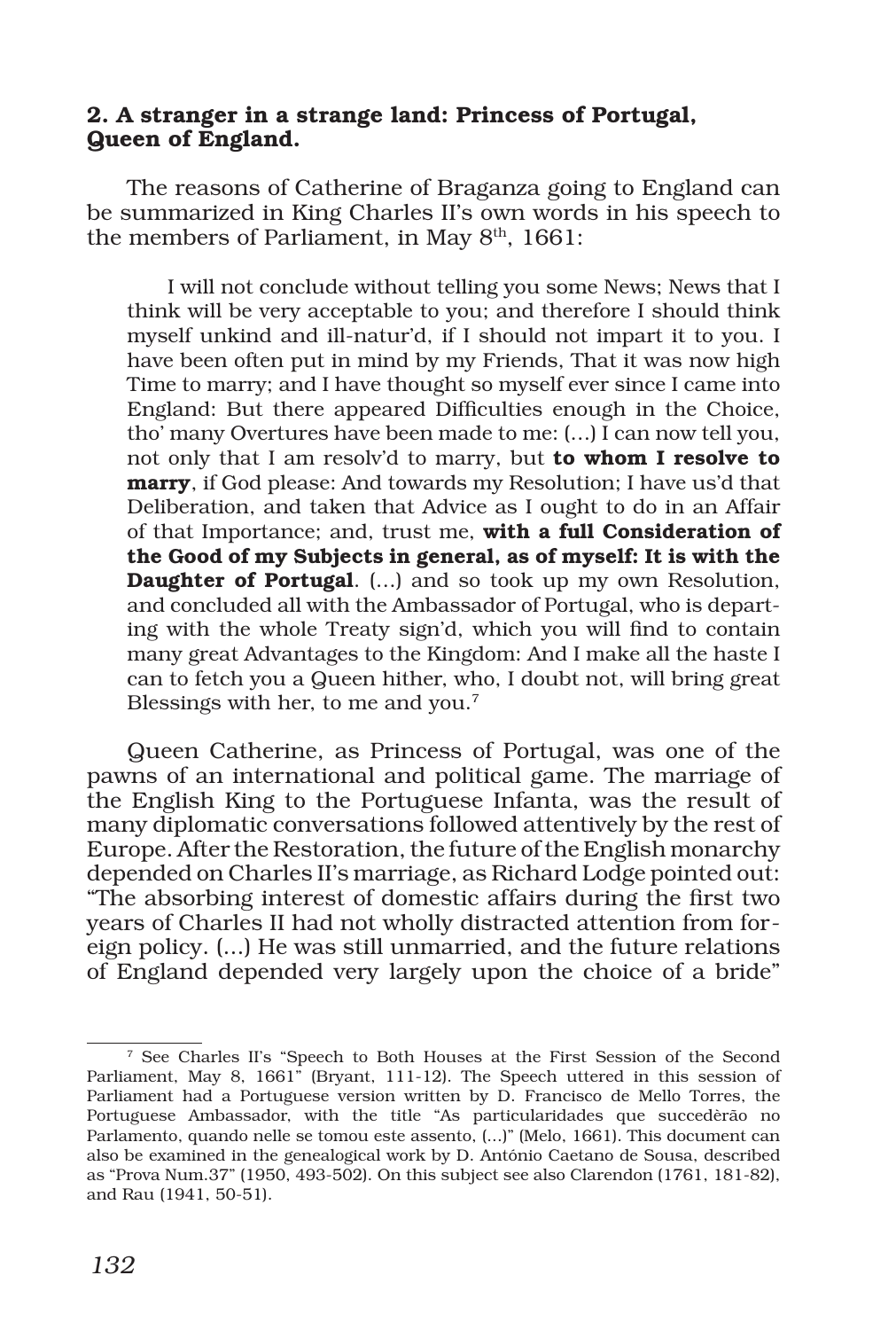## 2. A stranger in a strange land: Princess of Portugal, Queen of England.

The reasons of Catherine of Braganza going to England can be summarized in King Charles II's own words in his speech to the members of Parliament, in May 8th, 1661:

> I will not conclude without telling you some News; News that I think will be very acceptable to you; and therefore I should think myself unkind and ill-natur'd, if I should not impart it to you. I have been often put in mind by my Friends, That it was now high Time to marry; and I have thought so myself ever since I came into England: But there appeared Difficulties enough in the Choice, tho' many Overtures have been made to me: (…) I can now tell you, not only that I am resolv'd to marry, but **to whom I resolve to marry**, if God please: And towards my Resolution; I have us'd that Deliberation, and taken that Advice as I ought to do in an Affair of that Importance; and, trust me, **with a full Consideration of the Good of my Subjects in general, as of myself: It is with the Daughter of Portugal**. (…) and so took up my own Resolution, and concluded all with the Ambassador of Portugal, who is departing with the whole Treaty sign'd, which you will find to contain many great Advantages to the Kingdom: And I make all the haste I can to fetch you a Queen hither, who, I doubt not, will bring great Blessings with her, to me and you.[7]

Queen Catherine, as Princess of Portugal, was one of the pawns of an international and political game. The marriage of the English King to the Portuguese Infanta, was the result of many diplomatic conversations followed attentively by the rest of Europe. After the Restoration, the future of the English monarchy depended on Charles II's marriage, as Richard Lodge pointed out: "The absorbing interest of domestic affairs during the first two years of Charles II had not wholly distracted attention from foreign policy. (...) He was still unmarried, and the future relations of England depended very largely upon the choice of a bride"

[7] See Charles II's "Speech to Both Houses at the First Session of the Second Parliament, May 8, 1661" (Bryant, 111-12). The Speech uttered in this session of Parliament had a Portuguese version written by D. Francisco de Mello Torres, the Portuguese Ambassador, with the title "As particularidades que succedèrão no Parlamento, quando nelle se tomou este assento, (...)" (Melo, 1661). This document can also be examined in the genealogical work by D. António Caetano de Sousa, described as "Prova Num.37" (1950, 493-502). On this subject see also Clarendon (1761, 181-82), and Rau (1941, 50-51).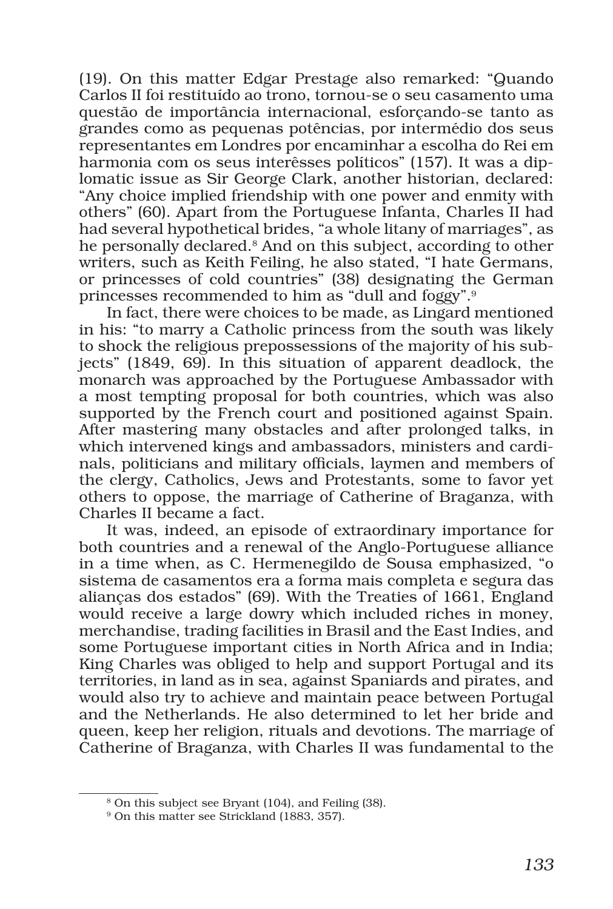(19). On this matter Edgar Prestage also remarked: "Quando Carlos II foi restituído ao trono, tornou-se o seu casamento uma questão de importância internacional, esforçando-se tanto as grandes como as pequenas potências, por intermédio dos seus representantes em Londres por encaminhar a escolha do Rei em harmonia com os seus interêsses políticos" (157). It was a diplomatic issue as Sir George Clark, another historian, declared: "Any choice implied friendship with one power and enmity with others" (60). Apart from the Portuguese Infanta, Charles II had had several hypothetical brides, "a whole litany of marriages", as he personally declared.[8] And on this subject, according to other writers, such as Keith Feiling, he also stated, "I hate Germans, or princesses of cold countries" (38) designating the German princesses recommended to him as "dull and foggy".[9]

In fact, there were choices to be made, as Lingard mentioned in his: "to marry a Catholic princess from the south was likely to shock the religious prepossessions of the majority of his subjects" (1849, 69). In this situation of apparent deadlock, the monarch was approached by the Portuguese Ambassador with a most tempting proposal for both countries, which was also supported by the French court and positioned against Spain. After mastering many obstacles and after prolonged talks, in which intervened kings and ambassadors, ministers and cardinals, politicians and military officials, laymen and members of the clergy, Catholics, Jews and Protestants, some to favor yet others to oppose, the marriage of Catherine of Braganza, with Charles II became a fact.

It was, indeed, an episode of extraordinary importance for both countries and a renewal of the Anglo-Portuguese alliance in a time when, as C. Hermenegildo de Sousa emphasized, "o sistema de casamentos era a forma mais completa e segura das alianças dos estados" (69). With the Treaties of 1661, England would receive a large dowry which included riches in money, merchandise, trading facilities in Brasil and the East Indies, and some Portuguese important cities in North Africa and in India; King Charles was obliged to help and support Portugal and its territories, in land as in sea, against Spaniards and pirates, and would also try to achieve and maintain peace between Portugal and the Netherlands. He also determined to let her bride and queen, keep her religion, rituals and devotions. The marriage of Catherine of Braganza, with Charles II was fundamental to the

[8] On this subject see Bryant (104), and Feiling (38).

[9] On this matter see Strickland (1883, 357).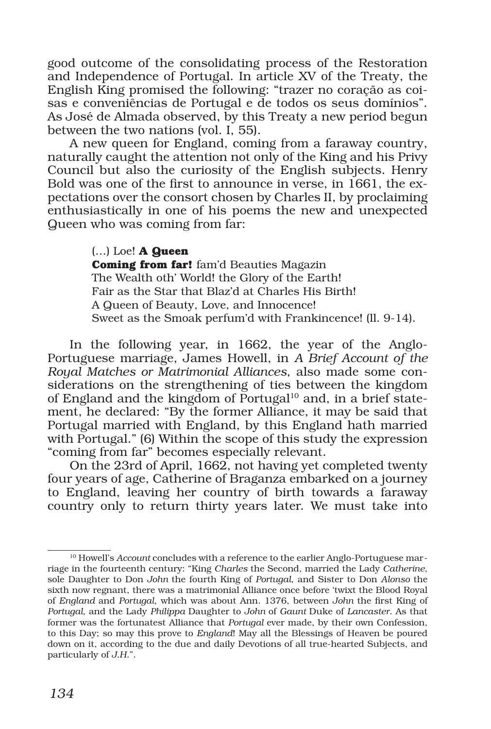good outcome of the consolidating process of the Restoration and Independence of Portugal. In article XV of the Treaty, the English King promised the following: "trazer no coração as coisas e conveniências de Portugal e de todos os seus domínios". As José de Almada observed, by this Treaty a new period begun between the two nations (vol. I, 55).

A new queen for England, coming from a faraway country, naturally caught the attention not only of the King and his Privy Council but also the curiosity of the English subjects. Henry Bold was one of the first to announce in verse, in 1661, the expectations over the consort chosen by Charles II, by proclaiming enthusiastically in one of his poems the new and unexpected Queen who was coming from far:

> (…) Loe! **A Queen**
> **Coming from far!** fam'd Beauties Magazin
> The Wealth oth' World! the Glory of the Earth!
> Fair as the Star that Blaz'd at Charles His Birth!
> A Queen of Beauty, Love, and Innocence!
> Sweet as the Smoak perfum'd with Frankincence! (ll. 9-14).

In the following year, in 1662, the year of the Anglo-Portuguese marriage, James Howell, in *A Brief Account of the Royal Matches or Matrimonial Alliances*, also made some considerations on the strengthening of ties between the kingdom of England and the kingdom of Portugal[10] and, in a brief statement, he declared: "By the former Alliance, it may be said that Portugal married with England, by this England hath married with Portugal." (6) Within the scope of this study the expression "coming from far" becomes especially relevant.

On the 23rd of April, 1662, not having yet completed twenty four years of age, Catherine of Braganza embarked on a journey to England, leaving her country of birth towards a faraway country only to return thirty years later. We must take into

[10] Howell's *Account* concludes with a reference to the earlier Anglo-Portuguese marriage in the fourteenth century: "King *Charles* the Second, married the Lady *Catherine*, sole Daughter to Don *John* the fourth King of *Portugal*, and Sister to Don *Alonso* the sixth now regnant, there was a matrimonial Alliance once before 'twixt the Blood Royal of *England* and *Portugal*, which was about Ann. 1376, between *John* the first King of *Portugal*, and the Lady *Philippa* Daughter to *John* of *Gaunt* Duke of *Lancaster*. As that former was the fortunatest Alliance that *Portugal* ever made, by their own Confession, to this Day; so may this prove to *England*! May all the Blessings of Heaven be poured down on it, according to the due and daily Devotions of all true-hearted Subjects, and particularly of *J.H.*".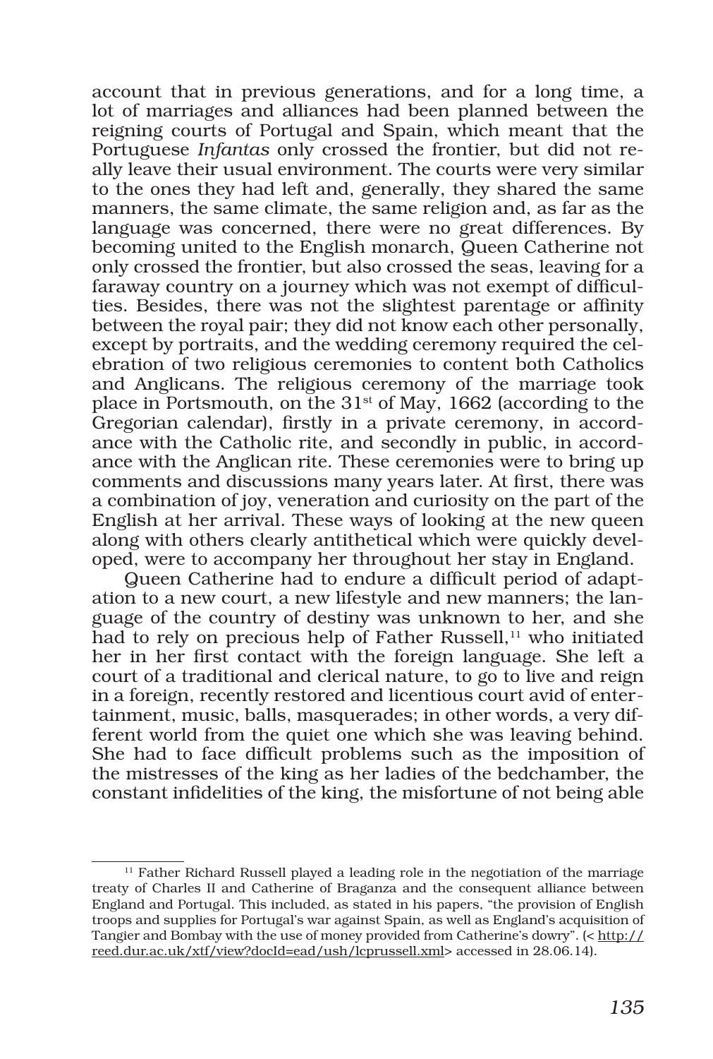account that in previous generations, and for a long time, a lot of marriages and alliances had been planned between the reigning courts of Portugal and Spain, which meant that the Portuguese *Infantas* only crossed the frontier, but did not really leave their usual environment. The courts were very similar to the ones they had left and, generally, they shared the same manners, the same climate, the same religion and, as far as the language was concerned, there were no great differences. By becoming united to the English monarch, Queen Catherine not only crossed the frontier, but also crossed the seas, leaving for a faraway country on a journey which was not exempt of difficulties. Besides, there was not the slightest parentage or affinity between the royal pair; they did not know each other personally, except by portraits, and the wedding ceremony required the celebration of two religious ceremonies to content both Catholics and Anglicans. The religious ceremony of the marriage took place in Portsmouth, on the 31st of May, 1662 (according to the Gregorian calendar), firstly in a private ceremony, in accordance with the Catholic rite, and secondly in public, in accordance with the Anglican rite. These ceremonies were to bring up comments and discussions many years later. At first, there was a combination of joy, veneration and curiosity on the part of the English at her arrival. These ways of looking at the new queen along with others clearly antithetical which were quickly developed, were to accompany her throughout her stay in England.

Queen Catherine had to endure a difficult period of adaptation to a new court, a new lifestyle and new manners; the language of the country of destiny was unknown to her, and she had to rely on precious help of Father Russell,[11] who initiated her in her first contact with the foreign language. She left a court of a traditional and clerical nature, to go to live and reign in a foreign, recently restored and licentious court avid of entertainment, music, balls, masquerades; in other words, a very different world from the quiet one which she was leaving behind. She had to face difficult problems such as the imposition of the mistresses of the king as her ladies of the bedchamber, the constant infidelities of the king, the misfortune of not being able

[11] Father Richard Russell played a leading role in the negotiation of the marriage treaty of Charles II and Catherine of Braganza and the consequent alliance between England and Portugal. This included, as stated in his papers, "the provision of English troops and supplies for Portugal's war against Spain, as well as England's acquisition of Tangier and Bombay with the use of money provided from Catherine's dowry". (< http://reed.dur.ac.uk/xtf/view?docId=ead/ush/lcprussell.xml> accessed in 28.06.14).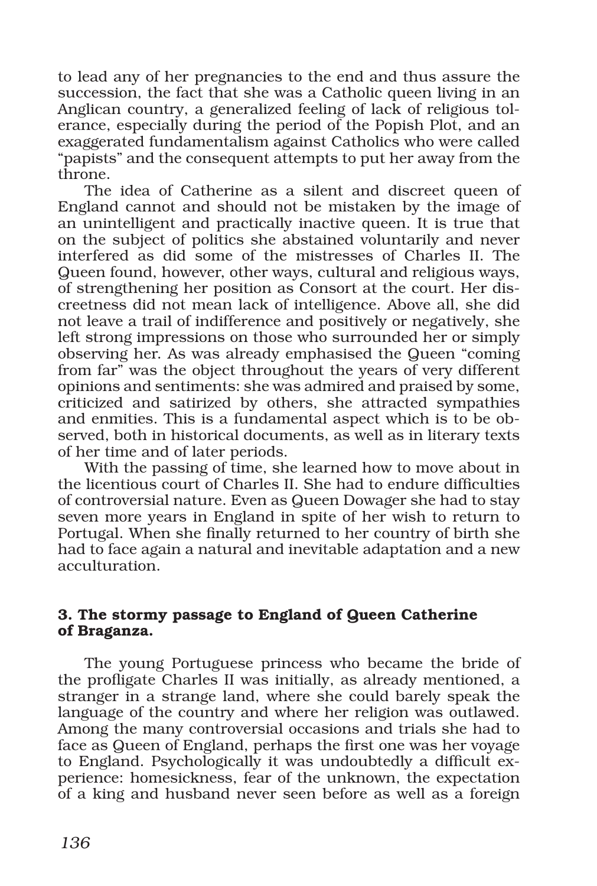to lead any of her pregnancies to the end and thus assure the succession, the fact that she was a Catholic queen living in an Anglican country, a generalized feeling of lack of religious tolerance, especially during the period of the Popish Plot, and an exaggerated fundamentalism against Catholics who were called "papists" and the consequent attempts to put her away from the throne.

The idea of Catherine as a silent and discreet queen of England cannot and should not be mistaken by the image of an unintelligent and practically inactive queen. It is true that on the subject of politics she abstained voluntarily and never interfered as did some of the mistresses of Charles II. The Queen found, however, other ways, cultural and religious ways, of strengthening her position as Consort at the court. Her discreetness did not mean lack of intelligence. Above all, she did not leave a trail of indifference and positively or negatively, she left strong impressions on those who surrounded her or simply observing her. As was already emphasised the Queen "coming from far" was the object throughout the years of very different opinions and sentiments: she was admired and praised by some, criticized and satirized by others, she attracted sympathies and enmities. This is a fundamental aspect which is to be observed, both in historical documents, as well as in literary texts of her time and of later periods.

With the passing of time, she learned how to move about in the licentious court of Charles II. She had to endure difficulties of controversial nature. Even as Queen Dowager she had to stay seven more years in England in spite of her wish to return to Portugal. When she finally returned to her country of birth she had to face again a natural and inevitable adaptation and a new acculturation.

## 3. The stormy passage to England of Queen Catherine of Braganza.

The young Portuguese princess who became the bride of the profligate Charles II was initially, as already mentioned, a stranger in a strange land, where she could barely speak the language of the country and where her religion was outlawed. Among the many controversial occasions and trials she had to face as Queen of England, perhaps the first one was her voyage to England. Psychologically it was undoubtedly a difficult experience: homesickness, fear of the unknown, the expectation of a king and husband never seen before as well as a foreign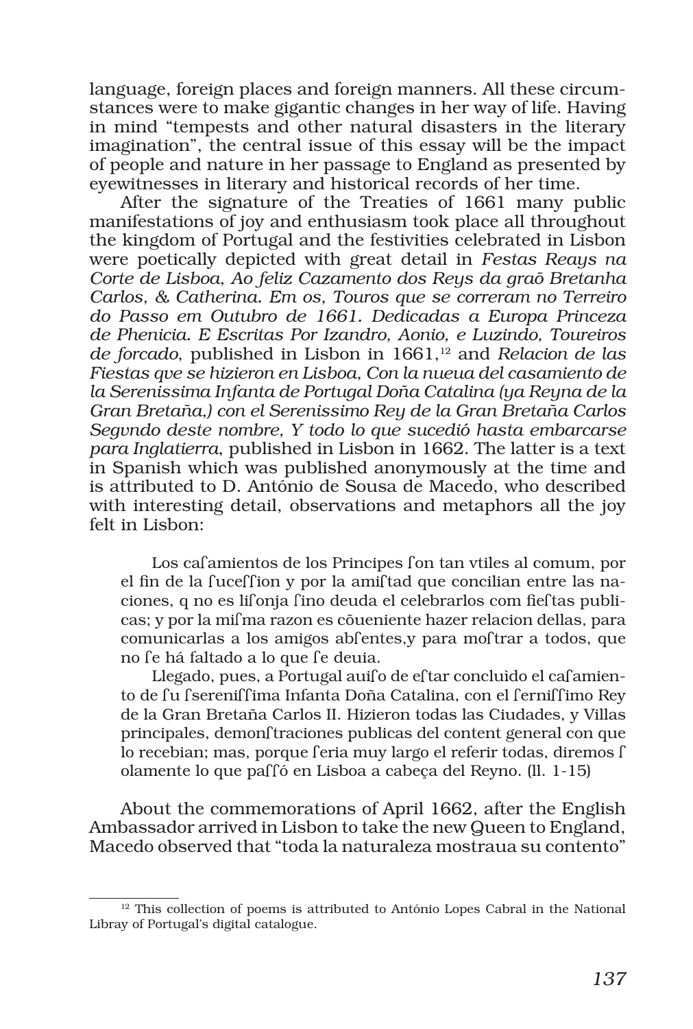language, foreign places and foreign manners. All these circumstances were to make gigantic changes in her way of life. Having in mind "tempests and other natural disasters in the literary imagination", the central issue of this essay will be the impact of people and nature in her passage to England as presented by eyewitnesses in literary and historical records of her time.

After the signature of the Treaties of 1661 many public manifestations of joy and enthusiasm took place all throughout the kingdom of Portugal and the festivities celebrated in Lisbon were poetically depicted with great detail in *Festas Reays na Corte de Lisboa, Ao feliz Cazamento dos Reys da graõ Bretanha Carlos, & Catherina. Em os, Touros que se correram no Terreiro do Passo em Outubro de 1661. Dedicadas a Europa Princeza de Phenicia. E Escritas Por Izandro, Aonio, e Luzindo, Toureiros de forcado*, published in Lisbon in 1661,[12] and *Relacion de las Fiestas qve se hizieron en Lisboa, Con la nueua del casamiento de la Serenissima Infanta de Portugal Doña Catalina (ya Reyna de la Gran Bretaña,) con el Serenissimo Rey de la Gran Bretaña Carlos Segvndo deste nombre, Y todo lo que sucedió hasta embarcarse para Inglatierra*, published in Lisbon in 1662. The latter is a text in Spanish which was published anonymously at the time and is attributed to D. António de Sousa de Macedo, who described with interesting detail, observations and metaphors all the joy felt in Lisbon:

> Los caſamientos de los Principes ſon tan vtiles al comum, por el fin de la ſuceſſion y por la amiſtad que concilian entre las naciones, q no es liſonja ſino deuda el celebrarlos com fieſtas publicas; y por la miſma razon es cõueniente hazer relacion dellas, para comunicarlas a los amigos abſentes,y para moſtrar a todos, que no ſe há faltado a lo que ſe deuia.
>
> Llegado, pues, a Portugal auiſo de eſtar concluìdo el caſamiento de ſu ſereniſſima Infanta Doña Catalina, con el ſerniſſimo Rey de la Gran Bretaña Carlos II. Hizieron todas las Ciudades, y Villas principales, demonſtraciones publicas del content general con que lo recebian; mas, porque ſeria muy largo el referir todas, diremos ſ olamente lo que paſſó en Lisboa a cabeça del Reyno. (ll. 1-15)

About the commemorations of April 1662, after the English Ambassador arrived in Lisbon to take the new Queen to England, Macedo observed that "toda la naturaleza mostraua su contento"

[12] This collection of poems is attributed to António Lopes Cabral in the National Library of Portugal's digital catalogue.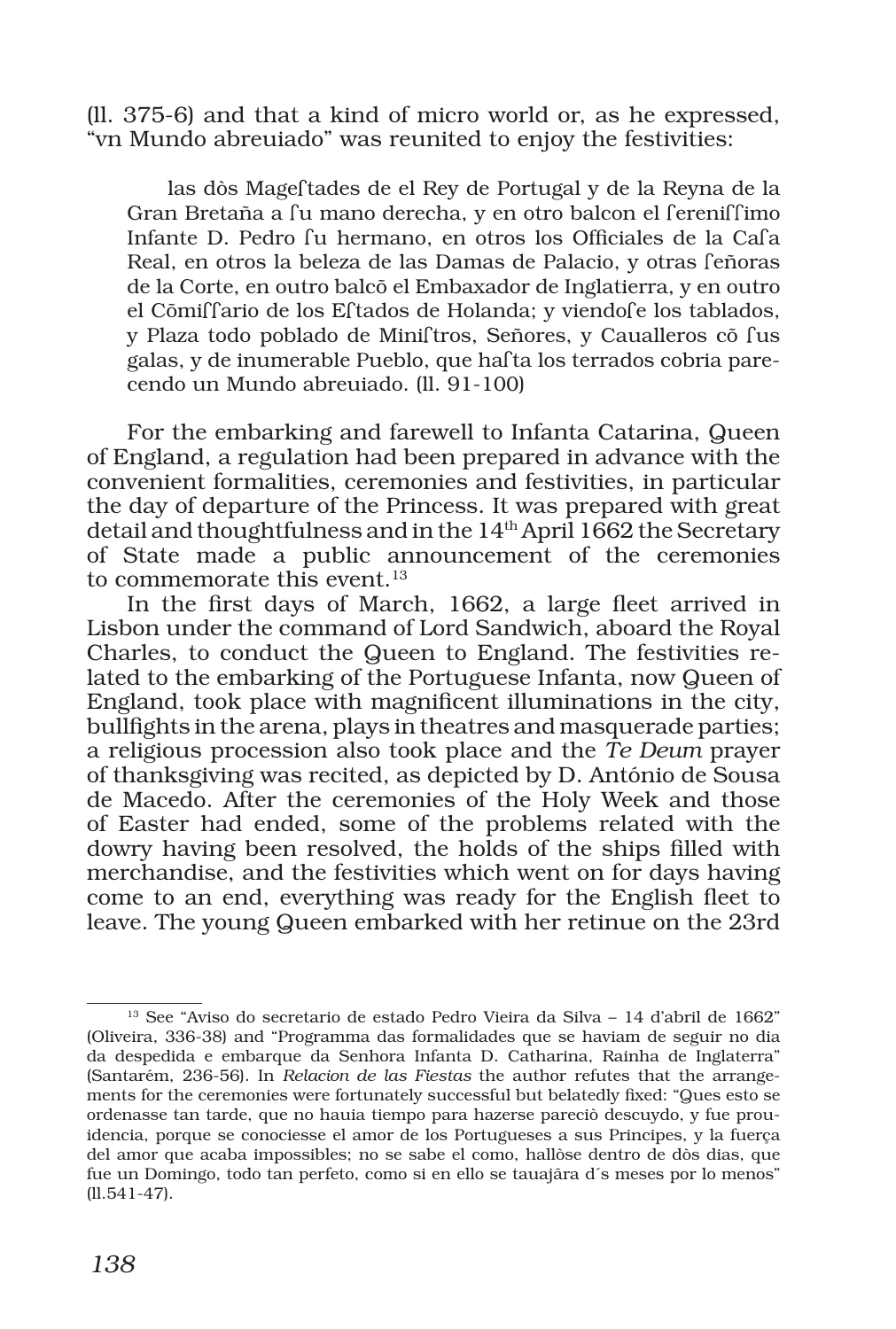(ll. 375-6) and that a kind of micro world or, as he expressed, "vn Mundo abreuiado" was reunited to enjoy the festivities:

> las dòs Mageſtades de el Rey de Portugal y de la Reyna de la Gran Bretaña a ſu mano derecha, y en otro balcon el ſereniſſimo Infante D. Pedro ſu hermano, en otros los Officiales de la Caſa Real, en otros la beleza de las Damas de Palacio, y otras ſeñoras de la Corte, en outro balcō el Embaxador de Inglatierra, y en outro el Cōmiſſario de los Eſtados de Holanda; y viendoſe los tablados, y Plaza todo poblado de Miniſtros, Señores, y Caualleros cō ſus galas, y de inumerable Pueblo, que haſta los terrados cobria parecendo un Mundo abreuiado. (ll. 91-100)

For the embarking and farewell to Infanta Catarina, Queen of England, a regulation had been prepared in advance with the convenient formalities, ceremonies and festivities, in particular the day of departure of the Princess. It was prepared with great detail and thoughtfulness and in the 14th April 1662 the Secretary of State made a public announcement of the ceremonies to commemorate this event.[13]

In the first days of March, 1662, a large fleet arrived in Lisbon under the command of Lord Sandwich, aboard the Royal Charles, to conduct the Queen to England. The festivities related to the embarking of the Portuguese Infanta, now Queen of England, took place with magnificent illuminations in the city, bullfights in the arena, plays in theatres and masquerade parties; a religious procession also took place and the *Te Deum* prayer of thanksgiving was recited, as depicted by D. António de Sousa de Macedo. After the ceremonies of the Holy Week and those of Easter had ended, some of the problems related with the dowry having been resolved, the holds of the ships filled with merchandise, and the festivities which went on for days having come to an end, everything was ready for the English fleet to leave. The young Queen embarked with her retinue on the 23rd

---

[13] See "Aviso do secretario de estado Pedro Vieira da Silva – 14 d'abril de 1662" (Oliveira, 336-38) and "Programma das formalidades que se haviam de seguir no dia da despedida e embarque da Senhora Infanta D. Catharina, Rainha de Inglaterra" (Santarém, 236-56). In *Relacion de las Fiestas* the author refutes that the arrangements for the ceremonies were fortunately successful but belatedly fixed: "Ques esto se ordenasse tan tarde, que no hauia tiempo para hazerse pareciò descuydo, y fue prouidencia, porque se conociesse el amor de los Portugueses a sus Principes, y la fuerça del amor que acaba impossibles; no se sabe el como, hallòse dentro de dòs dias, que fue un Domingo, todo tan perfeto, como si en ello se tauajâra d´s meses por lo menos" (ll.541-47).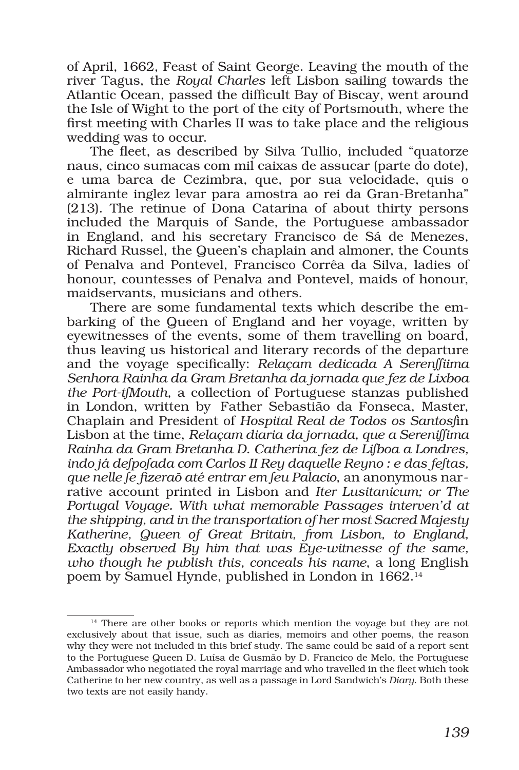of April, 1662, Feast of Saint George. Leaving the mouth of the river Tagus, the *Royal Charles* left Lisbon sailing towards the Atlantic Ocean, passed the difficult Bay of Biscay, went around the Isle of Wight to the port of the city of Portsmouth, where the first meeting with Charles II was to take place and the religious wedding was to occur.

The fleet, as described by Silva Tullio, included "quatorze naus, cinco sumacas com mil caixas de assucar (parte do dote), e uma barca de Cezimbra, que, por sua velocidade, quis o almirante inglez levar para amostra ao rei da Gran-Bretanha" (213). The retinue of Dona Catarina of about thirty persons included the Marquis of Sande, the Portuguese ambassador in England, and his secretary Francisco de Sá de Menezes, Richard Russel, the Queen's chaplain and almoner, the Counts of Penalva and Pontevel, Francisco Corrêa da Silva, ladies of honour, countesses of Penalva and Pontevel, maids of honour, maidservants, musicians and others.

There are some fundamental texts which describe the embarking of the Queen of England and her voyage, written by eyewitnesses of the events, some of them travelling on board, thus leaving us historical and literary records of the departure and the voyage specifically: *Relaçam dedicada A Serenſſiima Senhora Rainha da Gram Bretanha da jornada que fez de Lixboa the Port-tſMouth*, a collection of Portuguese stanzas published in London, written by Father Sebastião da Fonseca, Master, Chaplain and President of *Hospital Real de Todos os Santos*ſin Lisbon at the time, *Relaçam diaria da jornada, que a Sereniſſima Rainha da Gram Bretanha D. Catherina fez de Liſboa a Londres, indo já deſpoſada com Carlos II Rey daquelle Reyno : e das feſtas, que nelle ſe fizeraõ até entrar em ſeu Palacio*, an anonymous narrative account printed in Lisbon and *Iter Lusitanicum; or The Portugal Voyage. With what memorable Passages interven'd at the shipping, and in the transportation of her most Sacred Majesty Katherine, Queen of Great Britain, from Lisbon, to England, Exactly observed By him that was Eye-witnesse of the same, who though he publish this, conceals his name*, a long English poem by Samuel Hynde, published in London in 1662.[14]

[14] There are other books or reports which mention the voyage but they are not exclusively about that issue, such as diaries, memoirs and other poems, the reason why they were not included in this brief study. The same could be said of a report sent to the Portuguese Queen D. Luísa de Gusmão by D. Francico de Melo, the Portuguese Ambassador who negotiated the royal marriage and who travelled in the fleet which took Catherine to her new country, as well as a passage in Lord Sandwich's *Diary*. Both these two texts are not easily handy.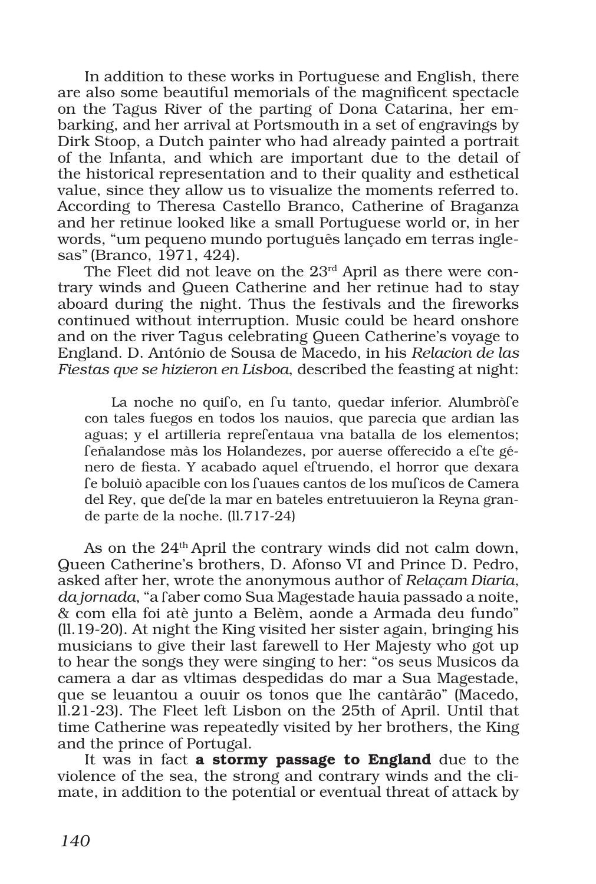In addition to these works in Portuguese and English, there are also some beautiful memorials of the magnificent spectacle on the Tagus River of the parting of Dona Catarina, her embarking, and her arrival at Portsmouth in a set of engravings by Dirk Stoop, a Dutch painter who had already painted a portrait of the Infanta, and which are important due to the detail of the historical representation and to their quality and esthetical value, since they allow us to visualize the moments referred to. According to Theresa Castello Branco, Catherine of Braganza and her retinue looked like a small Portuguese world or, in her words, "um pequeno mundo português lançado em terras inglesas" (Branco, 1971, 424).

The Fleet did not leave on the 23rd April as there were contrary winds and Queen Catherine and her retinue had to stay aboard during the night. Thus the festivals and the fireworks continued without interruption. Music could be heard onshore and on the river Tagus celebrating Queen Catherine's voyage to England. D. António de Sousa de Macedo, in his *Relacion de las Fiestas qve se hizieron en Lisboa*, described the feasting at night:

> La noche no quiſo, en ſu tanto, quedar inferior. Alumbròſe con tales fuegos en todos los nauios, que parecia que ardian las aguas; y el artilleria repreſentaua vna batalla de los elementos; ſeñalandose màs los Holandezes, por auerse offerecido a eſte género de fiesta. Y acabado aquel eſtruendo, el horror que dexara ſe boluiò apacible con los ſuaues cantos de los muſicos de Camera del Rey, que deſde la mar en bateles entretuuieron la Reyna grande parte de la noche. (ll.717-24)

As on the 24th April the contrary winds did not calm down, Queen Catherine's brothers, D. Afonso VI and Prince D. Pedro, asked after her, wrote the anonymous author of *Relaçam Diaria, da jornada*, "a ſaber como Sua Magestade hauia passado a noite, & com ella foi atè junto a Belèm, aonde a Armada deu fundo" (ll.19-20). At night the King visited her sister again, bringing his musicians to give their last farewell to Her Majesty who got up to hear the songs they were singing to her: "os seus Musicos da camera a dar as vltimas despedidas do mar a Sua Magestade, que se leuantou a ouuir os tonos que lhe cantàrão" (Macedo, ll.21-23). The Fleet left Lisbon on the 25th of April. Until that time Catherine was repeatedly visited by her brothers, the King and the prince of Portugal.

It was in fact **a stormy passage to England** due to the violence of the sea, the strong and contrary winds and the climate, in addition to the potential or eventual threat of attack by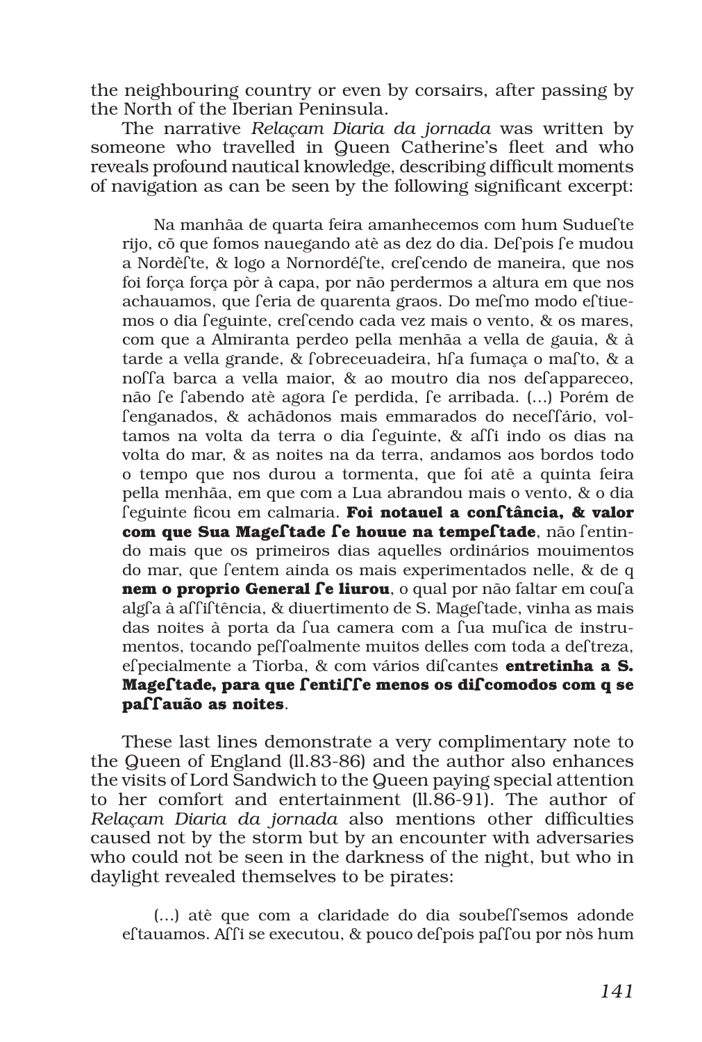the neighbouring country or even by corsairs, after passing by the North of the Iberian Peninsula.

The narrative *Relaçam Diaria da jornada* was written by someone who travelled in Queen Catherine's fleet and who reveals profound nautical knowledge, describing difficult moments of navigation as can be seen by the following significant excerpt:

> Na manhãa de quarta feira amanhecemos com hum Sudueſte rijo, cõ que fomos nauegando atè as dez do dia. Deſpois ſe mudou a Nordèſte, & logo a Nornordéſte, creſcendo de maneira, que nos foi força força pòr à capa, por não perdermos a altura em que nos achauamos, que ſeria de quarenta graos. Do meſmo modo eſtiuemos o dia ſeguinte, creſcendo cada vez mais o vento, & os mares, com que a Almiranta perdeo pella menhãa a vella de gauia, & à tarde a vella grande, & ſobreceuadeira, hſa fumaça o maſto, & a noſſa barca a vella maior, & ao moutro dia nos deſappareceo, não ſe ſabendo atè agora ſe perdida, ſe arribada. (...) Porém de ſenganados, & achãdonos mais emmarados do neceſſário, voltamos na volta da terra o dia ſeguinte, & aſſi indo os dias na volta do mar, & as noites na da terra, andamos aos bordos todo o tempo que nos durou a tormenta, que foi atê a quinta feira pella menhãa, em que com a Lua abrandou mais o vento, & o dia ſeguinte ficou em calmaria. **Foi notauel a conſtância, & valor com que Sua Mageſtade ſe houue na tempeſtade**, não ſentindo mais que os primeiros dias aquelles ordinários mouimentos do mar, que ſentem ainda os mais experimentados nelle, & de q **nem o proprio General ſe liurou**, o qual por não faltar em couſa algſa à aſſiſtência, & diuertimento de S. Mageſtade, vinha as mais das noites à porta da ſua camera com a ſua muſica de instrumentos, tocando peſſoalmente muitos delles com toda a deſtreza, eſpecialmente a Tiorba, & com vários diſcantes **entretinha a S. Mageſtade, para que ſentiſſe menos os diſcomodos com q se paſſauão as noites**.

These last lines demonstrate a very complimentary note to the Queen of England (ll.83-86) and the author also enhances the visits of Lord Sandwich to the Queen paying special attention to her comfort and entertainment (ll.86-91). The author of *Relaçam Diaria da jornada* also mentions other difficulties caused not by the storm but by an encounter with adversaries who could not be seen in the darkness of the night, but who in daylight revealed themselves to be pirates:

> (...) atè que com a claridade do dia soubeſſsemos adonde eſtauamos. Aſſi se executou, & pouco deſpois paſſou por nòs hum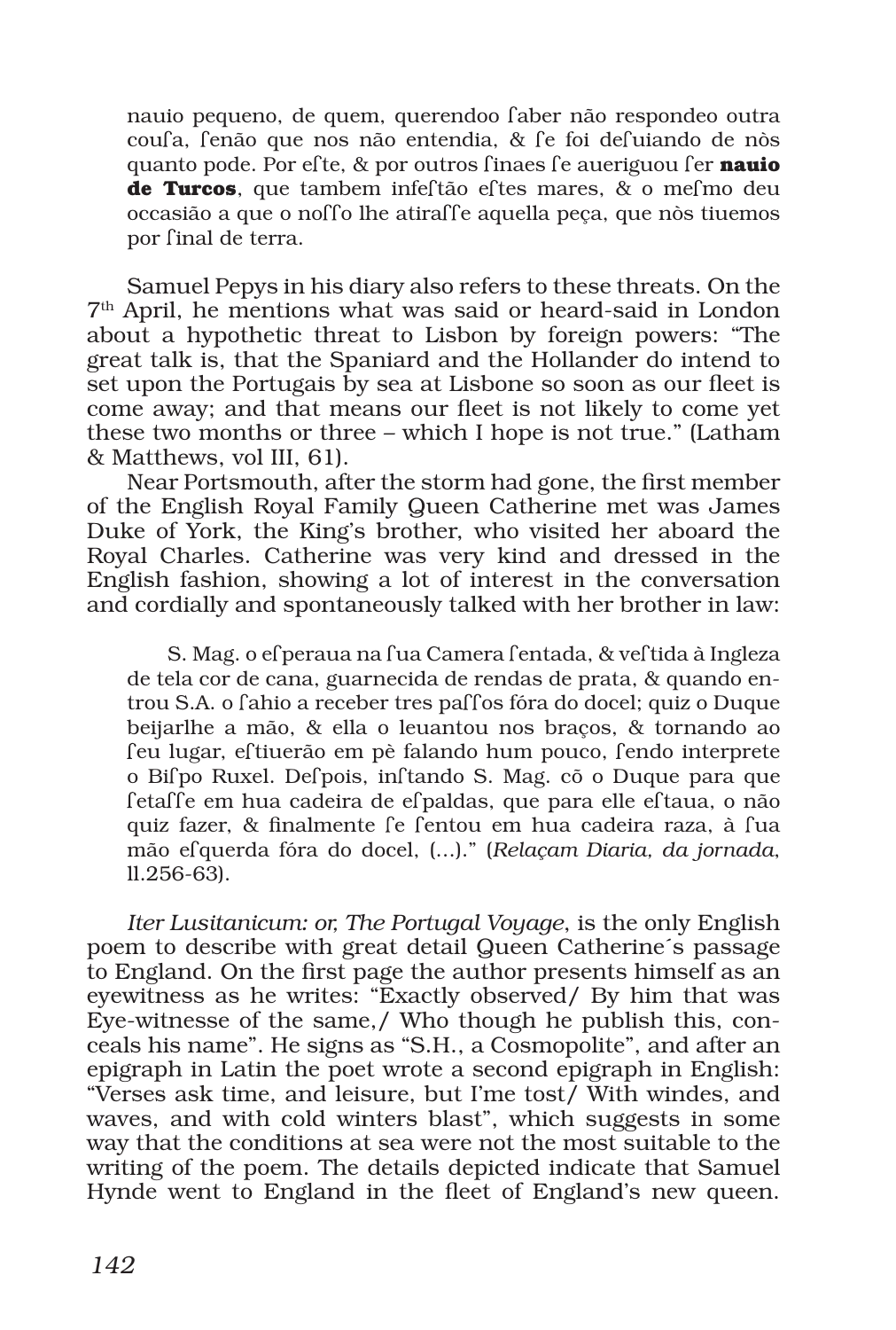nauio pequeno, de quem, querendoo ſaber não respondeo outra couſa, ſenão que nos não entendia, & ſe foi deſuiando de nòs quanto pode. Por eſte, & por outros ſinaes ſe aueriguou ſer **nauio de Turcos**, que tambem infeſtão eſtes mares, & o meſmo deu occasião a que o noſſo lhe atiraſſe aquella peça, que nòs tiuemos por ſinal de terra.

Samuel Pepys in his diary also refers to these threats. On the 7th April, he mentions what was said or heard-said in London about a hypothetic threat to Lisbon by foreign powers: "The great talk is, that the Spaniard and the Hollander do intend to set upon the Portugais by sea at Lisbone so soon as our fleet is come away; and that means our fleet is not likely to come yet these two months or three – which I hope is not true." (Latham & Matthews, vol III, 61).

Near Portsmouth, after the storm had gone, the first member of the English Royal Family Queen Catherine met was James Duke of York, the King's brother, who visited her aboard the Royal Charles. Catherine was very kind and dressed in the English fashion, showing a lot of interest in the conversation and cordially and spontaneously talked with her brother in law:

> S. Mag. o eſperaua na ſua Camera ſentada, & veſtida à Ingleza de tela cor de cana, guarnecida de rendas de prata, & quando entrou S.A. o ſahio a receber tres paſſos fóra do docel; quiz o Duque beijarlhe a mão, & ella o leuantou nos braços, & tornando ao ſeu lugar, eſtiuerão em pè falando hum pouco, ſendo interprete o Biſpo Ruxel. Deſpois, inſtando S. Mag. cõ o Duque para que ſetaſſe em hua cadeira de eſpaldas, que para elle eſtaua, o não quiz fazer, & finalmente ſe ſentou em hua cadeira raza, à ſua mão eſquerda fóra do docel, (...)." (*Relaçam Diaria, da jornada*, ll.256-63).

*Iter Lusitanicum: or, The Portugal Voyage*, is the only English poem to describe with great detail Queen Catherine´s passage to England. On the first page the author presents himself as an eyewitness as he writes: "Exactly observed/ By him that was Eye-witnesse of the same,/ Who though he publish this, conceals his name". He signs as "S.H., a Cosmopolite", and after an epigraph in Latin the poet wrote a second epigraph in English: "Verses ask time, and leisure, but I'me tost/ With windes, and waves, and with cold winters blast", which suggests in some way that the conditions at sea were not the most suitable to the writing of the poem. The details depicted indicate that Samuel Hynde went to England in the fleet of England's new queen.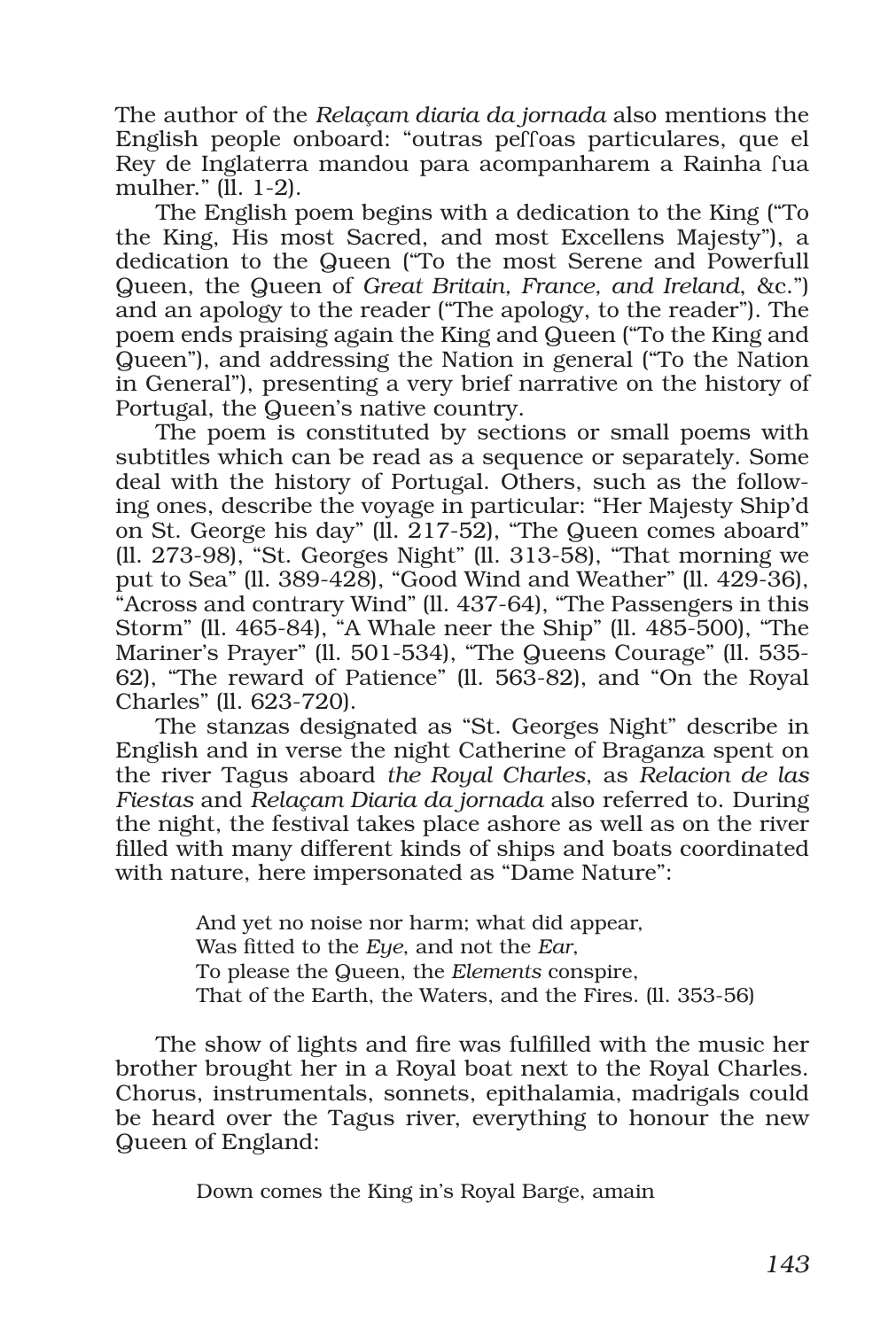The author of the *Relaçam diaria da jornada* also mentions the English people onboard: "outras peſſoas particulares, que el Rey de Inglaterra mandou para acompanharem a Rainha ſua mulher." (ll. 1-2).

The English poem begins with a dedication to the King ("To the King, His most Sacred, and most Excellens Majesty"), a dedication to the Queen ("To the most Serene and Powerfull Queen, the Queen of *Great Britain, France, and Ireland*, &c.") and an apology to the reader ("The apology, to the reader"). The poem ends praising again the King and Queen ("To the King and Queen"), and addressing the Nation in general ("To the Nation in General"), presenting a very brief narrative on the history of Portugal, the Queen's native country.

The poem is constituted by sections or small poems with subtitles which can be read as a sequence or separately. Some deal with the history of Portugal. Others, such as the following ones, describe the voyage in particular: "Her Majesty Ship'd on St. George his day" (ll. 217-52), "The Queen comes aboard" (ll. 273-98), "St. Georges Night" (ll. 313-58), "That morning we put to Sea" (ll. 389-428), "Good Wind and Weather" (ll. 429-36), "Across and contrary Wind" (ll. 437-64), "The Passengers in this Storm" (ll. 465-84), "A Whale neer the Ship" (ll. 485-500), "The Mariner's Prayer" (ll. 501-534), "The Queens Courage" (ll. 535-62), "The reward of Patience" (ll. 563-82), and "On the Royal Charles" (ll. 623-720).

The stanzas designated as "St. Georges Night" describe in English and in verse the night Catherine of Braganza spent on the river Tagus aboard *the Royal Charles*, as *Relacion de las Fiestas* and *Relaçam Diaria da jornada* also referred to. During the night, the festival takes place ashore as well as on the river filled with many different kinds of ships and boats coordinated with nature, here impersonated as "Dame Nature":

> And yet no noise nor harm; what did appear,  
> Was fitted to the *Eye*, and not the *Ear*,  
> To please the Queen, the *Elements* conspire,  
> That of the Earth, the Waters, and the Fires. (ll. 353-56)

The show of lights and fire was fulfilled with the music her brother brought her in a Royal boat next to the Royal Charles. Chorus, instrumentals, sonnets, epithalamia, madrigals could be heard over the Tagus river, everything to honour the new Queen of England:

> Down comes the King in's Royal Barge, amain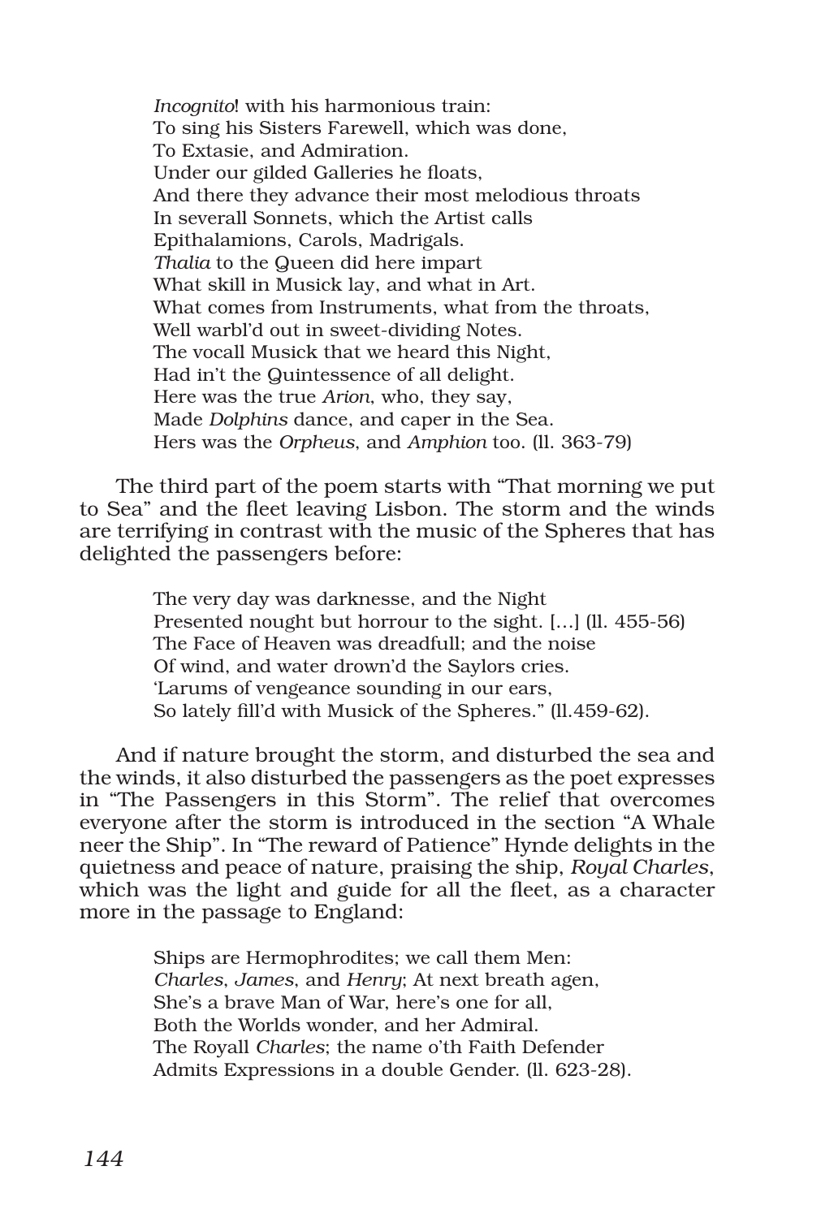> *Incognito*! with his harmonious train:
> To sing his Sisters Farewell, which was done,
> To Extasie, and Admiration.
> Under our gilded Galleries he floats,
> And there they advance their most melodious throats
> In severall Sonnets, which the Artist calls
> Epithalamions, Carols, Madrigals.
> *Thalia* to the Queen did here impart
> What skill in Musick lay, and what in Art.
> What comes from Instruments, what from the throats,
> Well warbl'd out in sweet-dividing Notes.
> The vocall Musick that we heard this Night,
> Had in't the Quintessence of all delight.
> Here was the true *Arion*, who, they say,
> Made *Dolphins* dance, and caper in the Sea.
> Hers was the *Orpheus*, and *Amphion* too. (ll. 363-79)

The third part of the poem starts with "That morning we put to Sea" and the fleet leaving Lisbon. The storm and the winds are terrifying in contrast with the music of the Spheres that has delighted the passengers before:

> The very day was darknesse, and the Night
> Presented nought but horrour to the sight. [...] (ll. 455-56)
> The Face of Heaven was dreadfull; and the noise
> Of wind, and water drown'd the Saylors cries.
> 'Larums of vengeance sounding in our ears,
> So lately fill'd with Musick of the Spheres." (ll.459-62).

And if nature brought the storm, and disturbed the sea and the winds, it also disturbed the passengers as the poet expresses in "The Passengers in this Storm". The relief that overcomes everyone after the storm is introduced in the section "A Whale neer the Ship". In "The reward of Patience" Hynde delights in the quietness and peace of nature, praising the ship, *Royal Charles*, which was the light and guide for all the fleet, as a character more in the passage to England:

> Ships are Hermophrodites; we call them Men:
> *Charles*, *James*, and *Henry*; At next breath agen,
> She's a brave Man of War, here's one for all,
> Both the Worlds wonder, and her Admiral.
> The Royall *Charles*; the name o'th Faith Defender
> Admits Expressions in a double Gender. (ll. 623-28).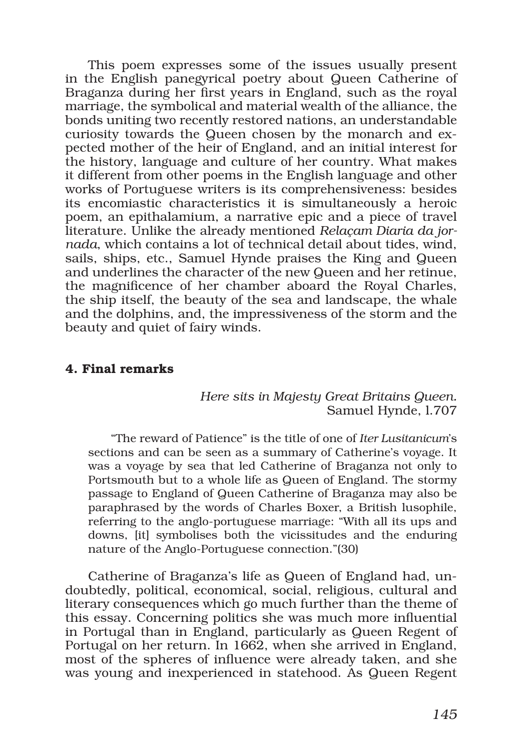This poem expresses some of the issues usually present in the English panegyrical poetry about Queen Catherine of Braganza during her first years in England, such as the royal marriage, the symbolical and material wealth of the alliance, the bonds uniting two recently restored nations, an understandable curiosity towards the Queen chosen by the monarch and expected mother of the heir of England, and an initial interest for the history, language and culture of her country. What makes it different from other poems in the English language and other works of Portuguese writers is its comprehensiveness: besides its encomiastic characteristics it is simultaneously a heroic poem, an epithalamium, a narrative epic and a piece of travel literature. Unlike the already mentioned *Relaçam Diaria da jornada*, which contains a lot of technical detail about tides, wind, sails, ships, etc., Samuel Hynde praises the King and Queen and underlines the character of the new Queen and her retinue, the magnificence of her chamber aboard the Royal Charles, the ship itself, the beauty of the sea and landscape, the whale and the dolphins, and, the impressiveness of the storm and the beauty and quiet of fairy winds.

## 4. Final remarks

> *Here sits in Majesty Great Britains Queen.*
> Samuel Hynde, l.707

> "The reward of Patience" is the title of one of *Iter Lusitanicum*'s sections and can be seen as a summary of Catherine's voyage. It was a voyage by sea that led Catherine of Braganza not only to Portsmouth but to a whole life as Queen of England. The stormy passage to England of Queen Catherine of Braganza may also be paraphrased by the words of Charles Boxer, a British lusophile, referring to the anglo-portuguese marriage: "With all its ups and downs, [it] symbolises both the vicissitudes and the enduring nature of the Anglo-Portuguese connection."(30)

Catherine of Braganza's life as Queen of England had, undoubtedly, political, economical, social, religious, cultural and literary consequences which go much further than the theme of this essay. Concerning politics she was much more influential in Portugal than in England, particularly as Queen Regent of Portugal on her return. In 1662, when she arrived in England, most of the spheres of influence were already taken, and she was young and inexperienced in statehood. As Queen Regent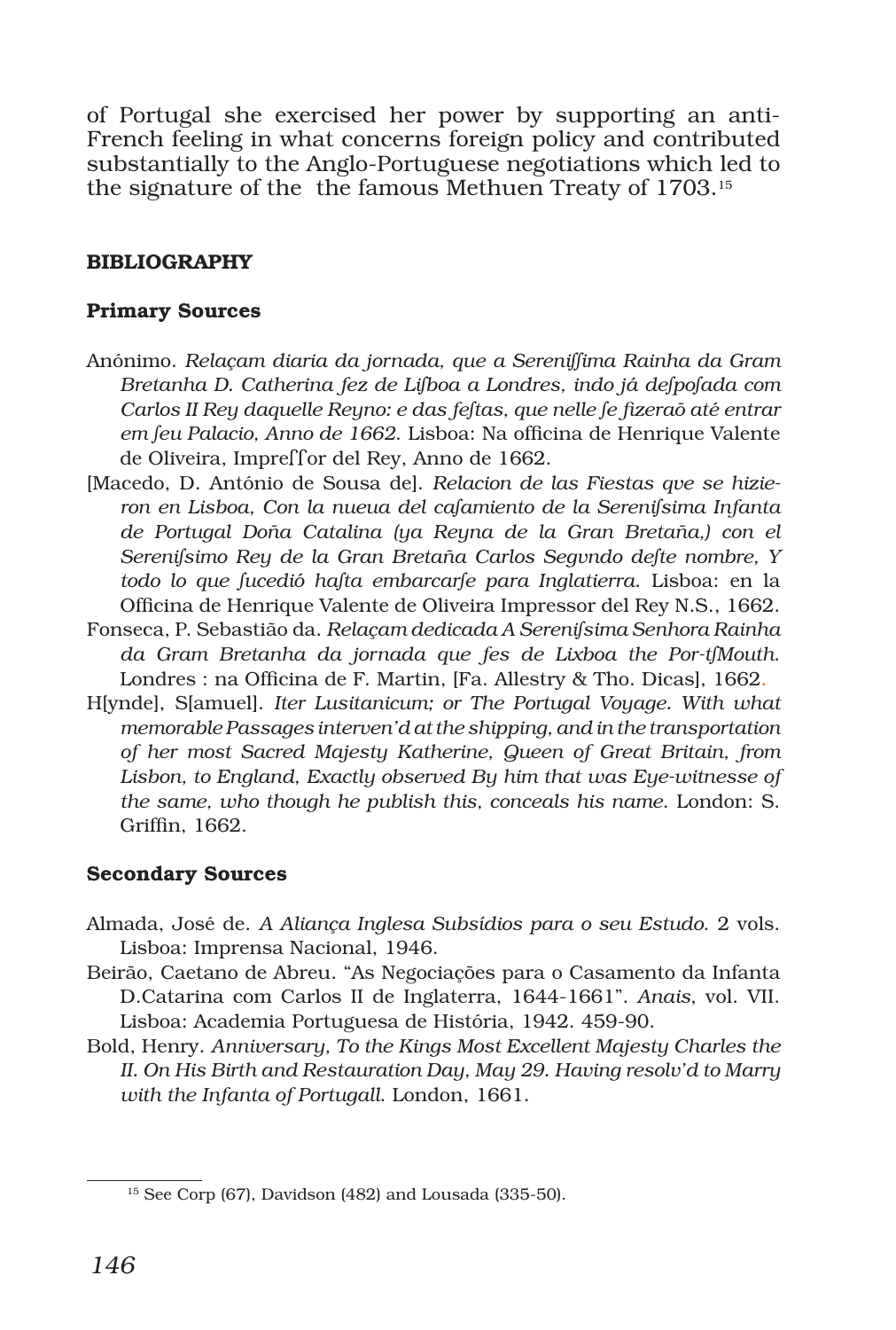of Portugal she exercised her power by supporting an anti-French feeling in what concerns foreign policy and contributed substantially to the Anglo-Portuguese negotiations which led to the signature of the the famous Methuen Treaty of 1703.[15]

## BIBLIOGRAPHY

### Primary Sources

Anónimo. *Relaçam diaria da jornada, que a Sereniſſima Rainha da Gram Bretanha D. Catherina fez de Liſboa a Londres, indo já deſpoſada com Carlos II Rey daquelle Reyno: e das feſtas, que nelle ſe fizeraõ até entrar em ſeu Palacio, Anno de 1662*. Lisboa: Na officina de Henrique Valente de Oliveira, Impreſſor del Rey, Anno de 1662.

[Macedo, D. António de Sousa de]. *Relacion de las Fiestas qve se hizieron en Lisboa, Con la nueua del caſamiento de la Sereniſsima Infanta de Portugal Doña Catalina (ya Reyna de la Gran Bretaña,) con el Sereniſsimo Rey de la Gran Bretaña Carlos Segvndo deſte nombre, Y todo lo que ſucedió haſta embarcarſe para Inglatierra*. Lisboa: en la Officina de Henrique Valente de Oliveira Impressor del Rey N.S., 1662.

Fonseca, P. Sebastião da. *Relaçam dedicada A Sereniſsima Senhora Rainha da Gram Bretanha da jornada que fes de Lixboa the Por-tſMouth*. Londres : na Officina de F. Martin, [Fa. Allestry & Tho. Dicas], 1662.

H[ynde], S[amuel]. *Iter Lusitanicum; or The Portugal Voyage. With what memorable Passages interven'd at the shipping, and in the transportation of her most Sacred Majesty Katherine, Queen of Great Britain, from Lisbon, to England, Exactly observed By him that was Eye-witnesse of the same, who though he publish this, conceals his name*. London: S. Griffin, 1662.

### Secondary Sources

Almada, José de. *A Aliança Inglesa Subsídios para o seu Estudo*. 2 vols. Lisboa: Imprensa Nacional, 1946.

Beirão, Caetano de Abreu. "As Negociações para o Casamento da Infanta D.Catarina com Carlos II de Inglaterra, 1644-1661". *Anais*, vol. VII. Lisboa: Academia Portuguesa de História, 1942. 459-90.

Bold, Henry. *Anniversary, To the Kings Most Excellent Majesty Charles the II. On His Birth and Restauration Day, May 29. Having resolv'd to Marry with the Infanta of Portugall*. London, 1661.

---

[15] See Corp (67), Davidson (482) and Lousada (335-50).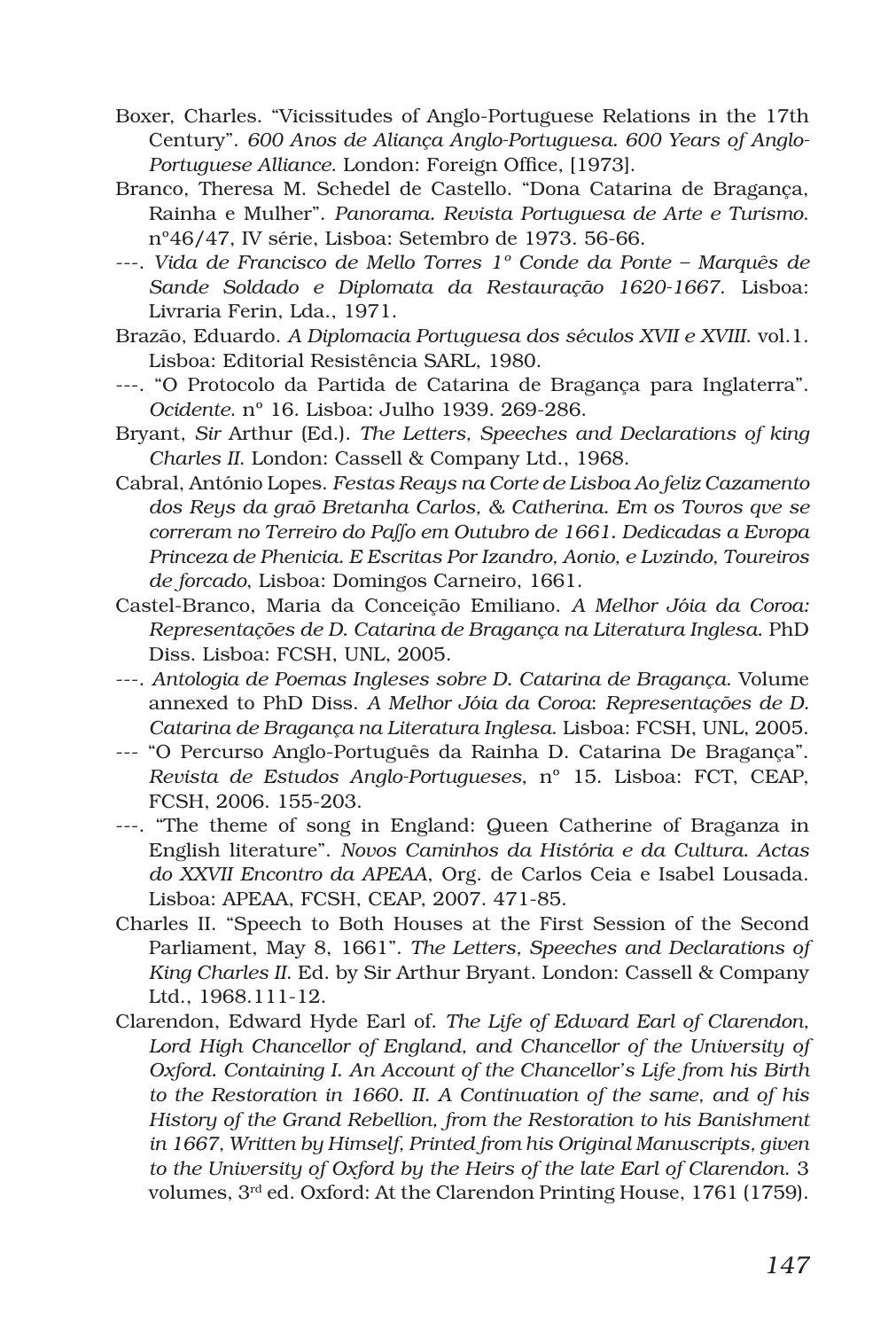Boxer, Charles. “Vicissitudes of Anglo-Portuguese Relations in the 17th Century”. *600 Anos de Aliança Anglo-Portuguesa. 600 Years of Anglo-Portuguese Alliance*. London: Foreign Office, [1973].

Branco, Theresa M. Schedel de Castello. “Dona Catarina de Bragança, Rainha e Mulher”. *Panorama. Revista Portuguesa de Arte e Turismo*. nº46/47, IV série, Lisboa: Setembro de 1973. 56-66.

---. *Vida de Francisco de Mello Torres 1º Conde da Ponte – Marquês de Sande Soldado e Diplomata da Restauração 1620-1667*. Lisboa: Livraria Ferin, Lda., 1971.

Brazão, Eduardo. *A Diplomacia Portuguesa dos séculos XVII e XVIII*. vol.1. Lisboa: Editorial Resistência SARL, 1980.

---. “O Protocolo da Partida de Catarina de Bragança para Inglaterra”. *Ocidente*. nº 16. Lisboa: Julho 1939. 269-286.

Bryant, *Sir* Arthur (Ed.). *The Letters, Speeches and Declarations of king Charles II*. London: Cassell & Company Ltd., 1968.

Cabral, António Lopes. *Festas Reays na Corte de Lisboa Ao feliz Cazamento dos Reys da graõ Bretanha Carlos, & Catherina. Em os Tovros qve se correram no Terreiro do Paſſo em Outubro de 1661. Dedicadas a Evropa Princeza de Phenicia. E Escritas Por Izandro, Aonio, e Lvzindo, Toureiros de forcado*, Lisboa: Domingos Carneiro, 1661.

Castel-Branco, Maria da Conceição Emiliano. *A Melhor Jóia da Coroa: Representações de D. Catarina de Bragança na Literatura Inglesa*. PhD Diss. Lisboa: FCSH, UNL, 2005.

---. *Antologia de Poemas Ingleses sobre D. Catarina de Bragança*. Volume annexed to PhD Diss. *A Melhor Jóia da Coroa*: *Representações de D. Catarina de Bragança na Literatura Inglesa*. Lisboa: FCSH, UNL, 2005.

--- “O Percurso Anglo-Português da Rainha D. Catarina De Bragança”. *Revista de Estudos Anglo-Portugueses*, nº 15. Lisboa: FCT, CEAP, FCSH, 2006. 155-203.

---. “The theme of song in England: Queen Catherine of Braganza in English literature”. *Novos Caminhos da História e da Cultura. Actas do XXVII Encontro da APEAA*, Org. de Carlos Ceia e Isabel Lousada. Lisboa: APEAA, FCSH, CEAP, 2007. 471-85.

Charles II. “Speech to Both Houses at the First Session of the Second Parliament, May 8, 1661”. *The Letters, Speeches and Declarations of King Charles II*. Ed. by Sir Arthur Bryant. London: Cassell & Company Ltd., 1968.111-12.

Clarendon, Edward Hyde Earl of. *The Life of Edward Earl of Clarendon, Lord High Chancellor of England, and Chancellor of the University of Oxford. Containing I. An Account of the Chancellor's Life from his Birth to the Restoration in 1660. II. A Continuation of the same, and of his History of the Grand Rebellion, from the Restoration to his Banishment in 1667, Written by Himself, Printed from his Original Manuscripts, given to the University of Oxford by the Heirs of the late Earl of Clarendon*. 3 volumes, 3rd ed. Oxford: At the Clarendon Printing House, 1761 (1759).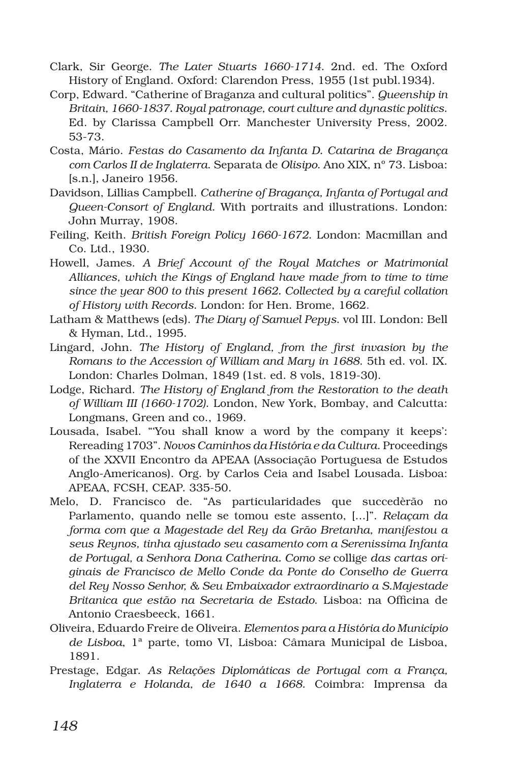Clark, Sir George. *The Later Stuarts 1660-1714*. 2nd. ed. The Oxford History of England. Oxford: Clarendon Press, 1955 (1st publ.1934).

Corp, Edward. "Catherine of Braganza and cultural politics". *Queenship in Britain, 1660-1837. Royal patronage, court culture and dynastic politics*. Ed. by Clarissa Campbell Orr. Manchester University Press, 2002. 53-73.

Costa, Mário. *Festas do Casamento da Infanta D. Catarina de Bragança com Carlos II de Inglaterra*. Separata de *Olisipo*. Ano XIX, nº 73. Lisboa: [s.n.], Janeiro 1956.

Davidson, Lillias Campbell. *Catherine of Bragança, Infanta of Portugal and Queen-Consort of England*. With portraits and illustrations. London: John Murray, 1908.

Feiling, Keith. *British Foreign Policy 1660-1672*. London: Macmillan and Co. Ltd., 1930.

Howell, James. *A Brief Account of the Royal Matches or Matrimonial Alliances, which the Kings of England have made from to time to time since the year 800 to this present 1662. Collected by a careful collation of History with Records*. London: for Hen. Brome, 1662.

Latham & Matthews (eds). *The Diary of Samuel Pepys*. vol III. London: Bell & Hyman, Ltd., 1995.

Lingard, John. *The History of England, from the first invasion by the Romans to the Accession of William and Mary in 1688*. 5th ed. vol. IX. London: Charles Dolman, 1849 (1st. ed. 8 vols, 1819-30).

Lodge, Richard. *The History of England from the Restoration to the death of William III (1660-1702)*. London, New York, Bombay, and Calcutta: Longmans, Green and co., 1969.

Lousada, Isabel. "'You shall know a word by the company it keeps': Rereading 1703". *Novos Caminhos da História e da Cultura*. Proceedings of the XXVII Encontro da APEAA (Associação Portuguesa de Estudos Anglo-Americanos). Org. by Carlos Ceia and Isabel Lousada. Lisboa: APEAA, FCSH, CEAP. 335-50.

Melo, D. Francisco de. "As particularidades que succedèrão no Parlamento, quando nelle se tomou este assento, [...]". *Relaçam da forma com que a Magestade del Rey da Grão Bretanha, manifestou a seus Reynos, tinha ajustado seu casamento com a Serenissima Infanta de Portugal, a Senhora Dona Catherina. Como se* collige *das cartas originais de Francisco de Mello Conde da Ponte do Conselho de Guerra del Rey Nosso Senhor, & Seu Embaixador extraordinario a S.Majestade Britanica que estão na Secretaria de Estado*. Lisboa: na Officina de Antonio Craesbeeck, 1661.

Oliveira, Eduardo Freire de Oliveira. *Elementos para a História do Município de Lisboa*, 1ª parte, tomo VI, Lisboa: Câmara Municipal de Lisboa, 1891.

Prestage, Edgar. *As Relações Diplomáticas de Portugal com a França, Inglaterra e Holanda, de 1640 a 1668*. Coimbra: Imprensa da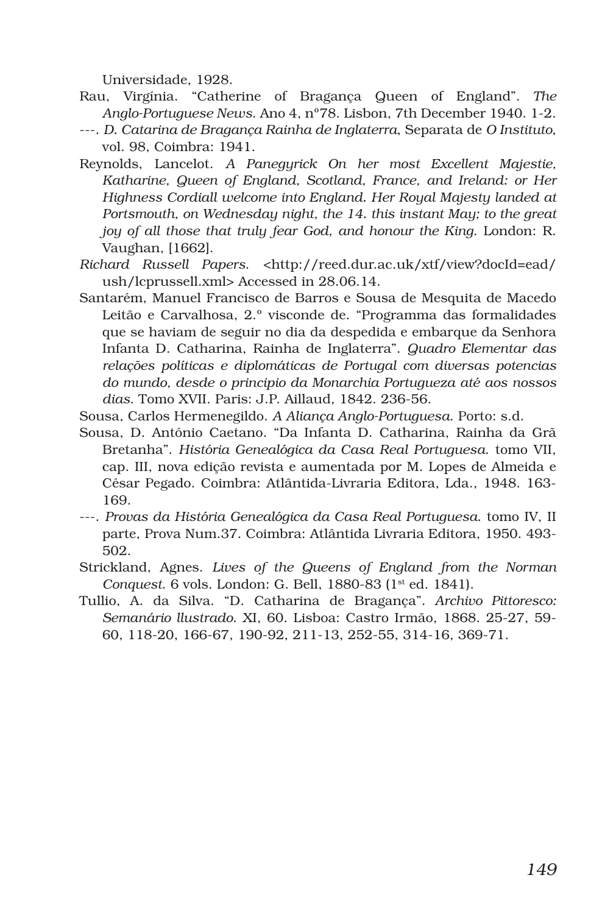Universidade, 1928.

Rau, Virgínia. "Catherine of Bragança Queen of England". *The Anglo-Portuguese News*. Ano 4, nº78. Lisbon, 7th December 1940. 1-2.

---. *D. Catarina de Bragança Rainha de Inglaterra*, Separata de *O Instituto*, vol. 98, Coimbra: 1941.

Reynolds, Lancelot. *A Panegyrick On her most Excellent Majestie, Katharine, Queen of England, Scotland, France, and Ireland: or Her Highness Cordiall welcome into England. Her Royal Majesty landed at Portsmouth, on Wednesday night, the 14. this instant May; to the great joy of all those that truly fear God, and honour the King*. London: R. Vaughan, [1662].

*Richard Russell Papers*. <http://reed.dur.ac.uk/xtf/view?docId=ead/ush/lcprussell.xml> Accessed in 28.06.14.

Santarém, Manuel Francisco de Barros e Sousa de Mesquita de Macedo Leitão e Carvalhosa, 2.º visconde de. "Programma das formalidades que se haviam de seguir no dia da despedida e embarque da Senhora Infanta D. Catharina, Rainha de Inglaterra". *Quadro Elementar das relações políticas e diplomáticas de Portugal com diversas potencias do mundo, desde o principio da Monarchia Portugueza até aos nossos dias*. Tomo XVII. Paris: J.P. Aillaud, 1842. 236-56.

Sousa, Carlos Hermenegildo. *A Aliança Anglo-Portuguesa*. Porto: s.d.

Sousa, D. António Caetano. "Da Infanta D. Catharina, Rainha da Grã Bretanha". *História Genealógica da Casa Real Portuguesa*. tomo VII, cap. III, nova edição revista e aumentada por M. Lopes de Almeida e César Pegado. Coimbra: Atlântida-Livraria Editora, Lda., 1948. 163-169.

---. *Provas da História Genealógica da Casa Real Portuguesa*. tomo IV, II parte, Prova Num.37. Coimbra: Atlântida Livraria Editora, 1950. 493-502.

Strickland, Agnes. *Lives of the Queens of England from the Norman Conquest*. 6 vols. London: G. Bell, 1880-83 (1st ed. 1841).

Tullio, A. da Silva. "D. Catharina de Bragança". *Archivo Pittoresco: Semanário llustrado*. XI, 60. Lisboa: Castro Irmão, 1868. 25-27, 59-60, 118-20, 166-67, 190-92, 211-13, 252-55, 314-16, 369-71.